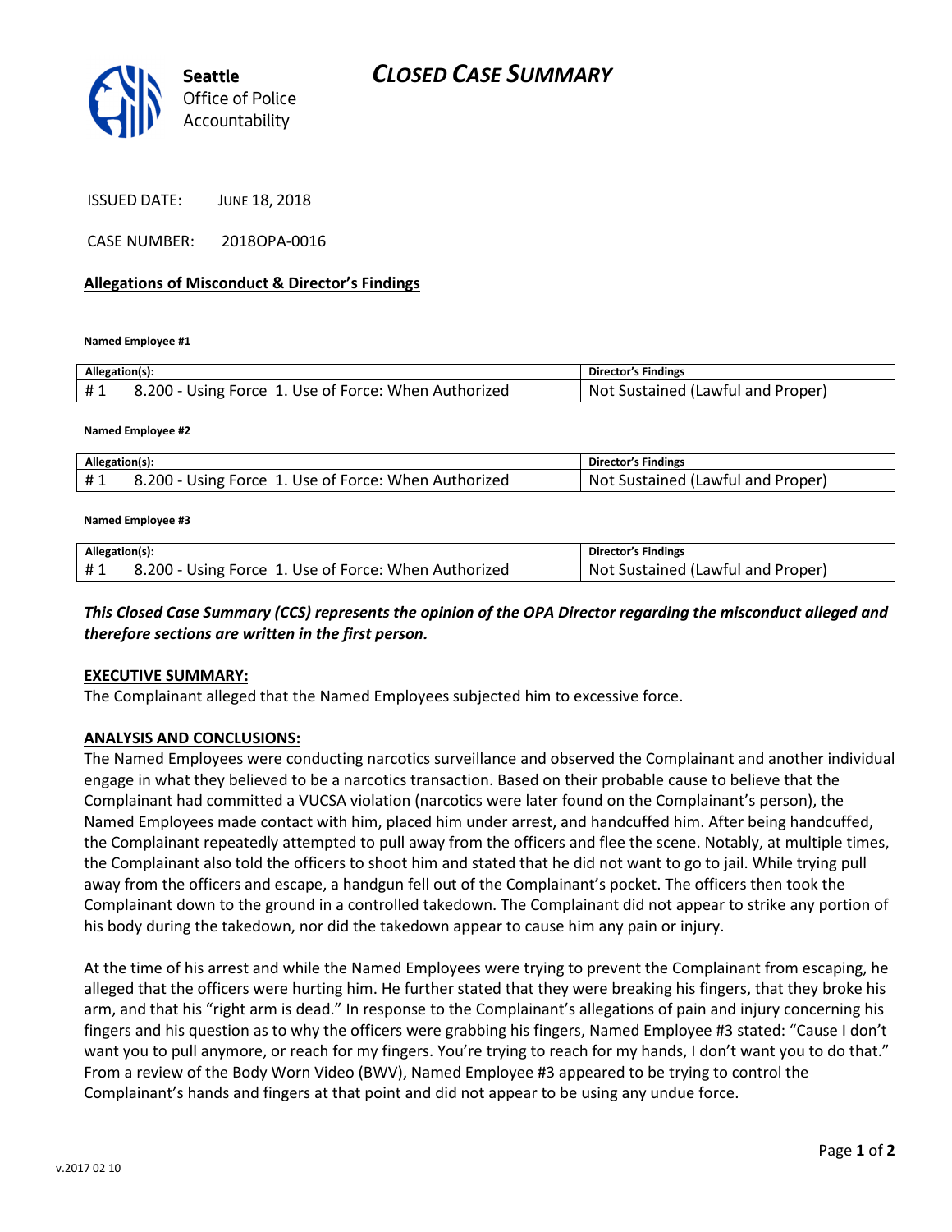# CLOSED CASE SUMMARY

**Seattle**
Office of Police Accountability

ISSUED DATE: JUNE 18, 2018

CASE NUMBER: 2018OPA-0016

**Allegations of Misconduct & Director's Findings**

**Named Employee #1**

| Allegation(s): | | Director's Findings |
|---|---|---|
| # 1 | 8.200 - Using Force 1. Use of Force: When Authorized | Not Sustained (Lawful and Proper) |

**Named Employee #2**

| Allegation(s): | | Director's Findings |
|---|---|---|
| # 1 | 8.200 - Using Force 1. Use of Force: When Authorized | Not Sustained (Lawful and Proper) |

**Named Employee #3**

| Allegation(s): | | Director's Findings |
|---|---|---|
| # 1 | 8.200 - Using Force 1. Use of Force: When Authorized | Not Sustained (Lawful and Proper) |

***This Closed Case Summary (CCS) represents the opinion of the OPA Director regarding the misconduct alleged and therefore sections are written in the first person.***

**EXECUTIVE SUMMARY:**

The Complainant alleged that the Named Employees subjected him to excessive force.

**ANALYSIS AND CONCLUSIONS:**

The Named Employees were conducting narcotics surveillance and observed the Complainant and another individual engage in what they believed to be a narcotics transaction. Based on their probable cause to believe that the Complainant had committed a VUCSA violation (narcotics were later found on the Complainant's person), the Named Employees made contact with him, placed him under arrest, and handcuffed him. After being handcuffed, the Complainant repeatedly attempted to pull away from the officers and flee the scene. Notably, at multiple times, the Complainant also told the officers to shoot him and stated that he did not want to go to jail. While trying pull away from the officers and escape, a handgun fell out of the Complainant's pocket. The officers then took the Complainant down to the ground in a controlled takedown. The Complainant did not appear to strike any portion of his body during the takedown, nor did the takedown appear to cause him any pain or injury.

At the time of his arrest and while the Named Employees were trying to prevent the Complainant from escaping, he alleged that the officers were hurting him. He further stated that they were breaking his fingers, that they broke his arm, and that his "right arm is dead." In response to the Complainant's allegations of pain and injury concerning his fingers and his question as to why the officers were grabbing his fingers, Named Employee #3 stated: "Cause I don't want you to pull anymore, or reach for my fingers. You're trying to reach for my hands, I don't want you to do that." From a review of the Body Worn Video (BWV), Named Employee #3 appeared to be trying to control the Complainant's hands and fingers at that point and did not appear to be using any undue force.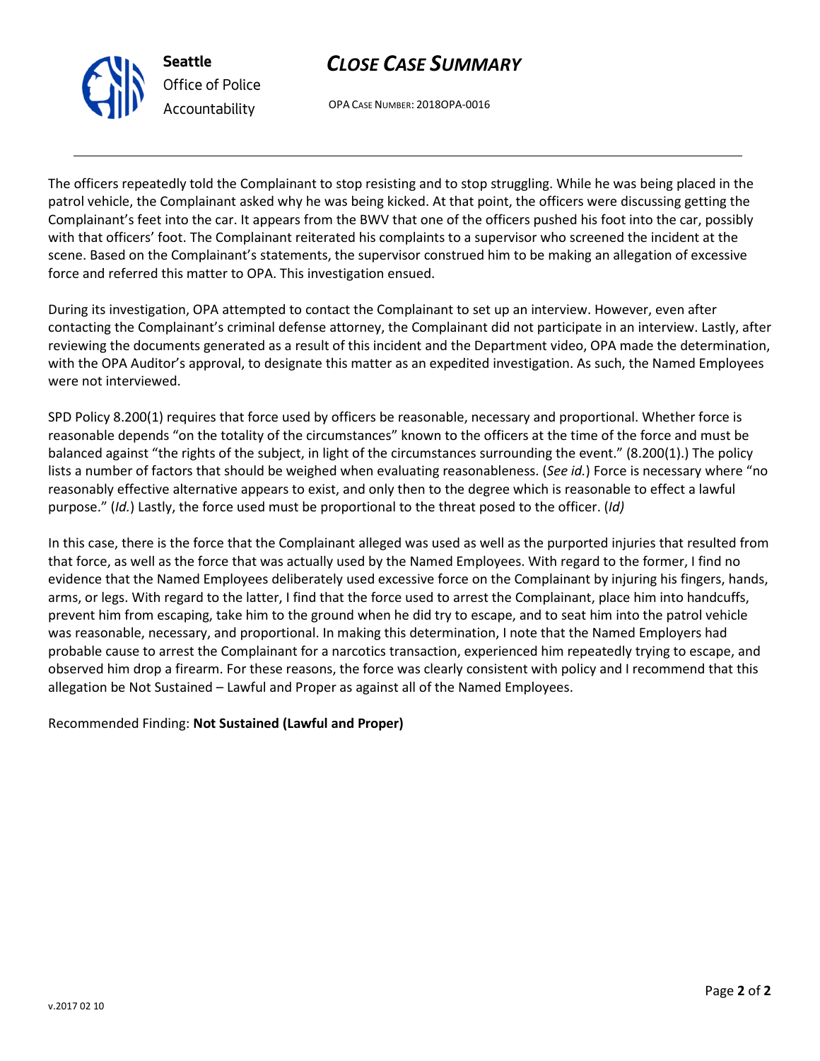The officers repeatedly told the Complainant to stop resisting and to stop struggling. While he was being placed in the patrol vehicle, the Complainant asked why he was being kicked. At that point, the officers were discussing getting the Complainant's feet into the car. It appears from the BWV that one of the officers pushed his foot into the car, possibly with that officers' foot. The Complainant reiterated his complaints to a supervisor who screened the incident at the scene. Based on the Complainant's statements, the supervisor construed him to be making an allegation of excessive force and referred this matter to OPA. This investigation ensued.

During its investigation, OPA attempted to contact the Complainant to set up an interview. However, even after contacting the Complainant's criminal defense attorney, the Complainant did not participate in an interview. Lastly, after reviewing the documents generated as a result of this incident and the Department video, OPA made the determination, with the OPA Auditor's approval, to designate this matter as an expedited investigation. As such, the Named Employees were not interviewed.

SPD Policy 8.200(1) requires that force used by officers be reasonable, necessary and proportional. Whether force is reasonable depends "on the totality of the circumstances" known to the officers at the time of the force and must be balanced against "the rights of the subject, in light of the circumstances surrounding the event." (8.200(1).) The policy lists a number of factors that should be weighed when evaluating reasonableness. (*See id.*) Force is necessary where "no reasonably effective alternative appears to exist, and only then to the degree which is reasonable to effect a lawful purpose." (*Id.*) Lastly, the force used must be proportional to the threat posed to the officer. (*Id)*

In this case, there is the force that the Complainant alleged was used as well as the purported injuries that resulted from that force, as well as the force that was actually used by the Named Employees. With regard to the former, I find no evidence that the Named Employees deliberately used excessive force on the Complainant by injuring his fingers, hands, arms, or legs. With regard to the latter, I find that the force used to arrest the Complainant, place him into handcuffs, prevent him from escaping, take him to the ground when he did try to escape, and to seat him into the patrol vehicle was reasonable, necessary, and proportional. In making this determination, I note that the Named Employers had probable cause to arrest the Complainant for a narcotics transaction, experienced him repeatedly trying to escape, and observed him drop a firearm. For these reasons, the force was clearly consistent with policy and I recommend that this allegation be Not Sustained – Lawful and Proper as against all of the Named Employees.

Recommended Finding: **Not Sustained (Lawful and Proper)**